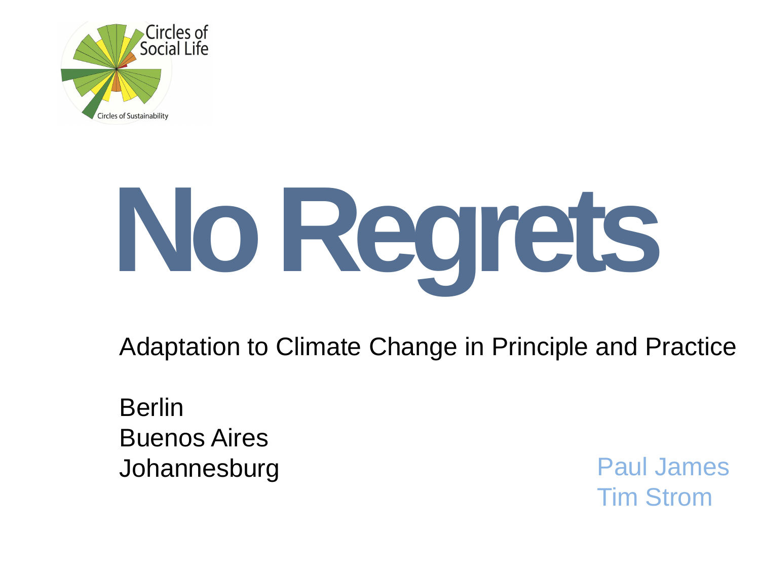Circles of Social Life

Circles of Sustainability

# No Regrets

Adaptation to Climate Change in Principle and Practice

Berlin
Buenos Aires
Johannesburg

Paul James
Tim Strom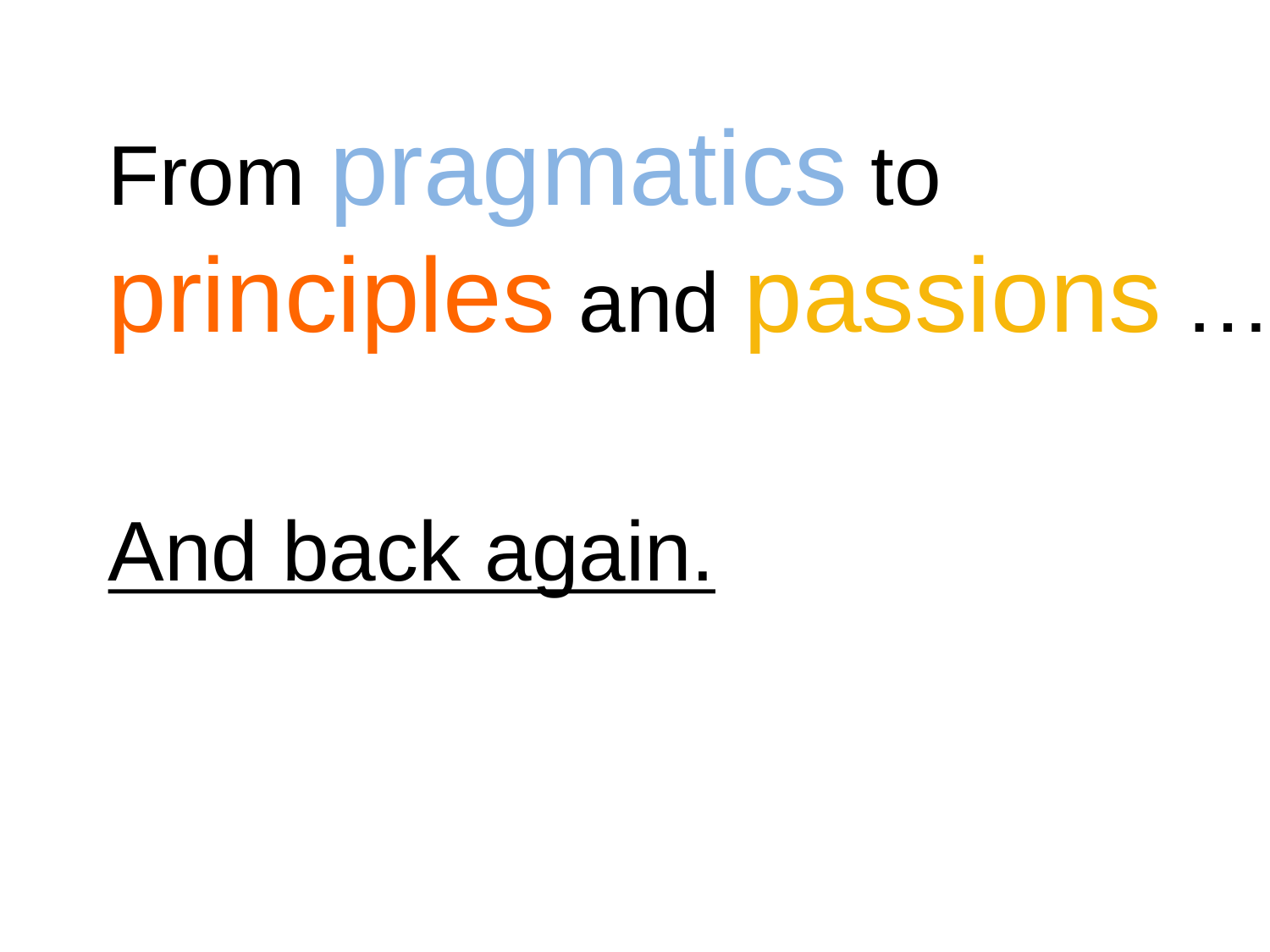From pragmatics to principles and passions …

<u>And back again.</u>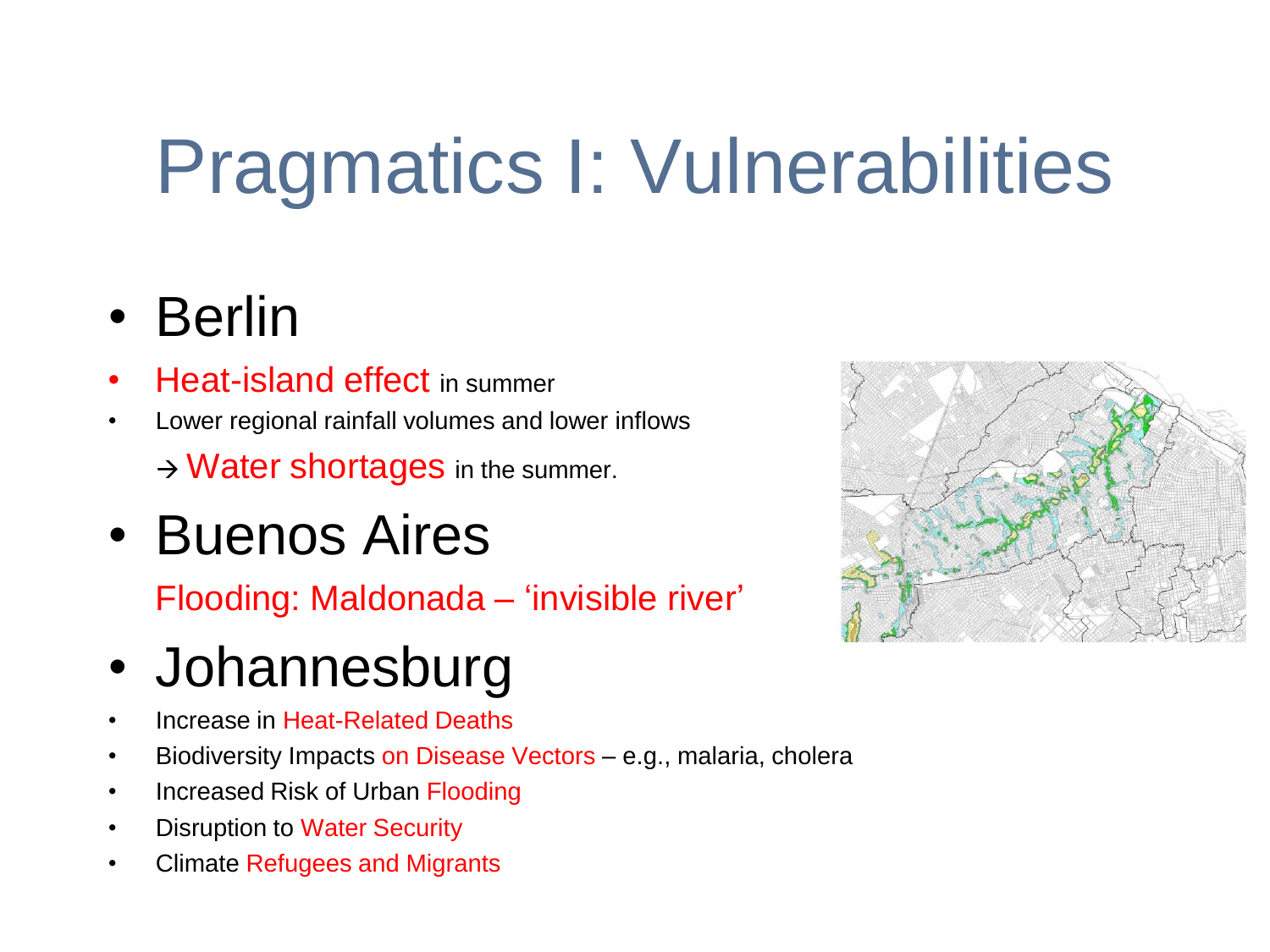# Pragmatics I: Vulnerabilities

- Berlin
  - Heat-island effect in summer
  - Lower regional rainfall volumes and lower inflows

    → Water shortages in the summer.
- Buenos Aires

  Flooding: Maldonada – 'invisible river'
- Johannesburg
  - Increase in Heat-Related Deaths
  - Biodiversity Impacts on Disease Vectors – e.g., malaria, cholera
  - Increased Risk of Urban Flooding
  - Disruption to Water Security
  - Climate Refugees and Migrants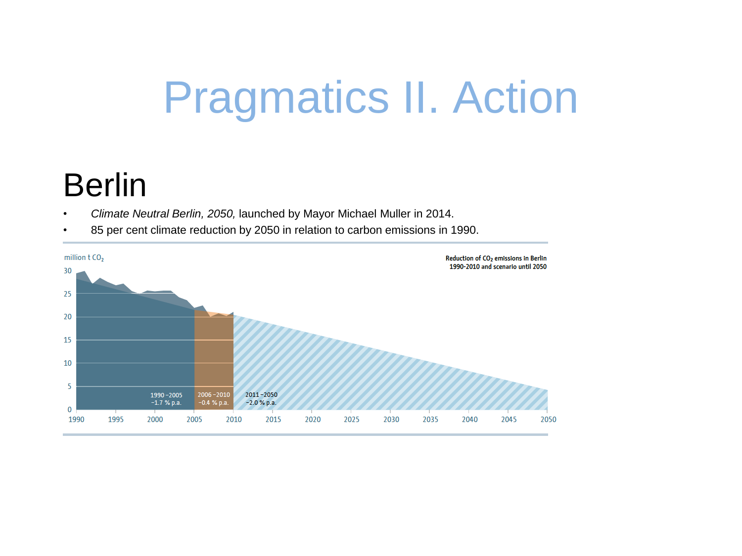# Pragmatics II. Action

## Berlin

- *Climate Neutral Berlin, 2050,* launched by Mayor Michael Muller in 2014.
- 85 per cent climate reduction by 2050 in relation to carbon emissions in 1990.

million t $CO_2$

Reduction of $CO_2$ emissions in Berlin 1990-2010 and scenario until 2050

1990 –2005 −1.7 % p.a.

2006 –2010 −0.4 % p.a.

2011 –2050 −2.0 % p.a.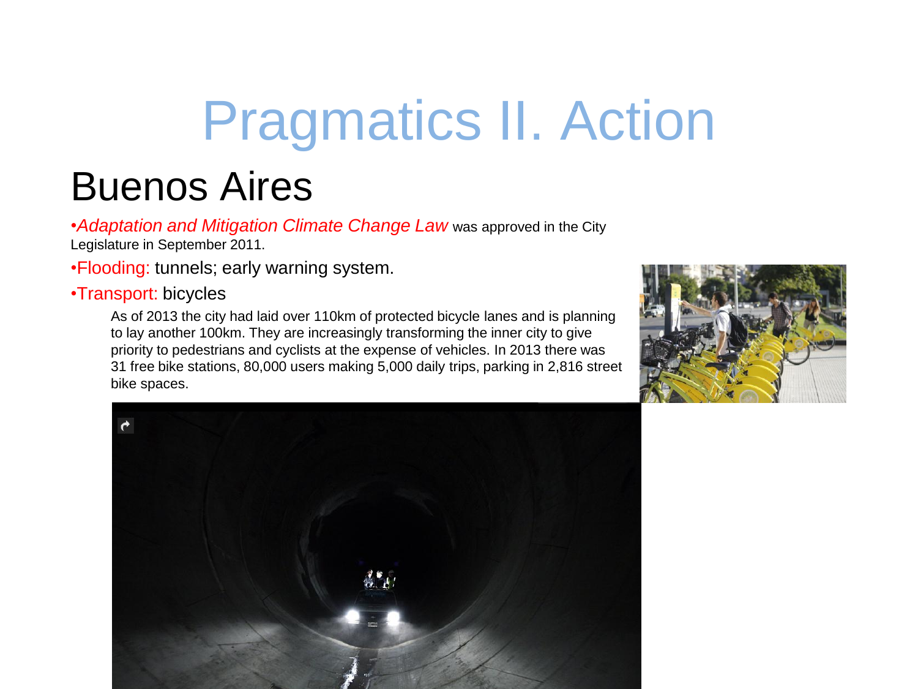# Pragmatics II. Action

## Buenos Aires

- *Adaptation and Mitigation Climate Change Law* was approved in the City Legislature in September 2011.
- Flooding: tunnels; early warning system.
- Transport: bicycles

  As of 2013 the city had laid over 110km of protected bicycle lanes and is planning to lay another 100km. They are increasingly transforming the inner city to give priority to pedestrians and cyclists at the expense of vehicles. In 2013 there was 31 free bike stations, 80,000 users making 5,000 daily trips, parking in 2,816 street bike spaces.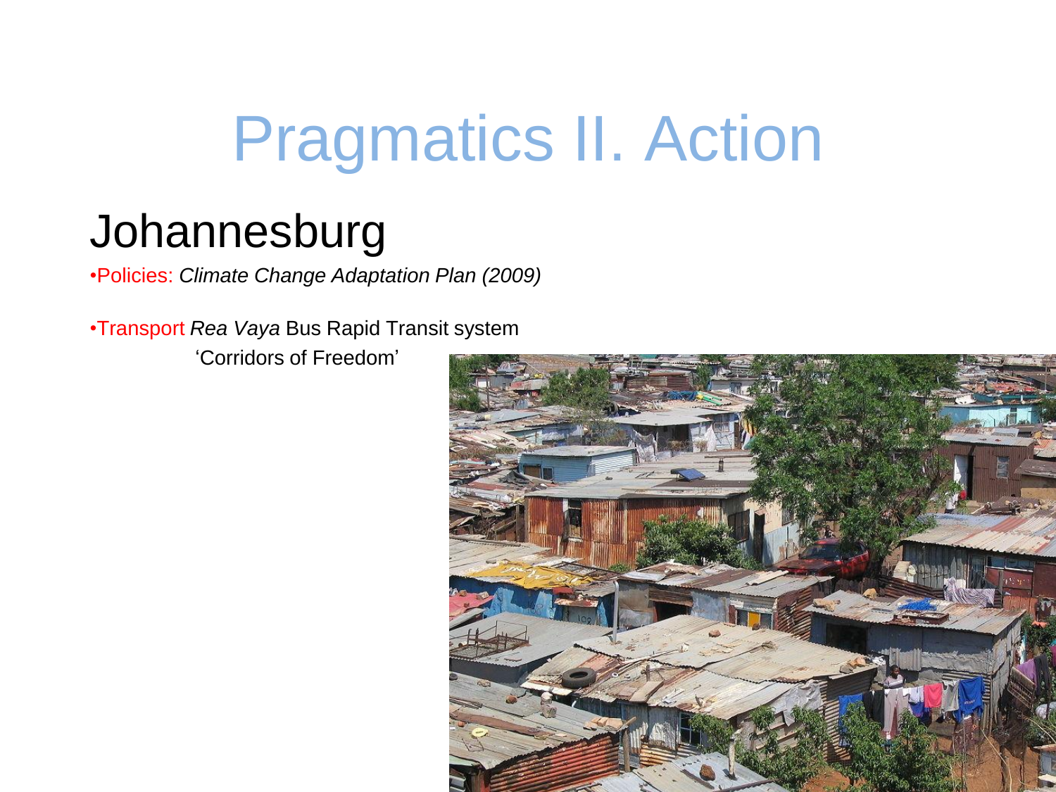# Pragmatics II. Action

## Johannesburg

- Policies: *Climate Change Adaptation Plan (2009)*

- Transport *Rea Vaya* Bus Rapid Transit system
  'Corridors of Freedom'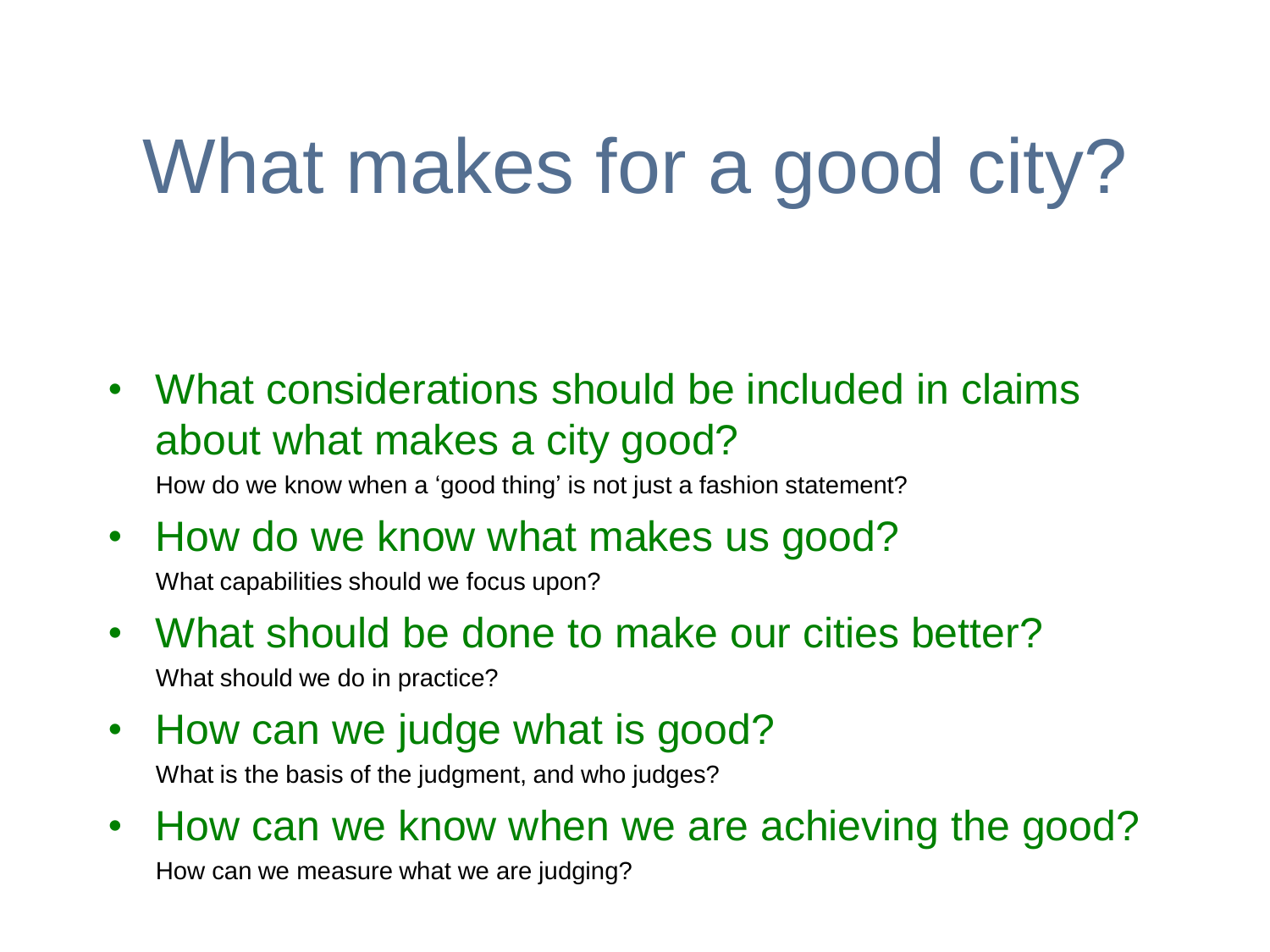# What makes for a good city?

- What considerations should be included in claims about what makes a city good?
  How do we know when a 'good thing' is not just a fashion statement?
- How do we know what makes us good?
  What capabilities should we focus upon?
- What should be done to make our cities better?
  What should we do in practice?
- How can we judge what is good?
  What is the basis of the judgment, and who judges?
- How can we know when we are achieving the good?
  How can we measure what we are judging?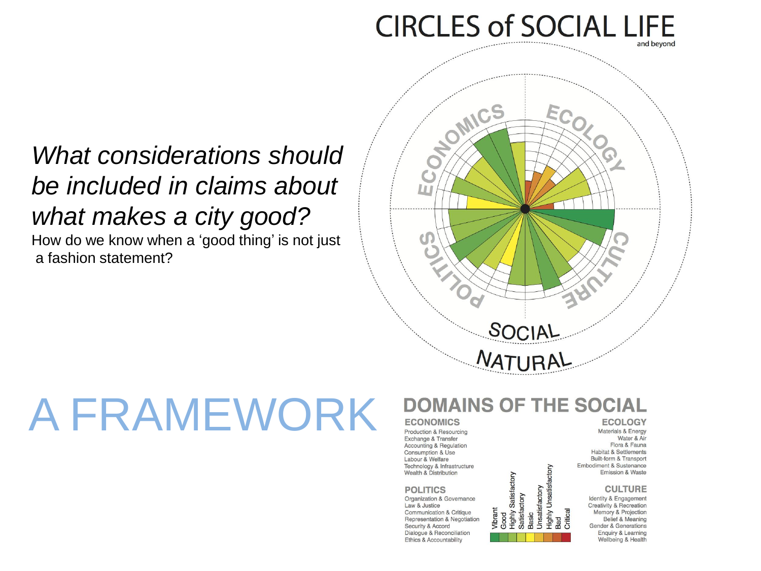# CIRCLES of SOCIAL LIFE
and beyond

*What considerations should be included in claims about what makes a city good?*

How do we know when a 'good thing' is not just a fashion statement?

ECONOMICS
ECOLOGY
POLITICS
CULTURE
SOCIAL
NATURAL

# A FRAMEWORK

## DOMAINS OF THE SOCIAL

**ECONOMICS**
- Production & Resourcing
- Exchange & Transfer
- Accounting & Regulation
- Consumption & Use
- Labour & Welfare
- Technology & Infrastructure
- Wealth & Distribution

**ECOLOGY**
- Materials & Energy
- Water & Air
- Flora & Fauna
- Habitat & Settlements
- Built-form & Transport
- Embodiment & Sustenance
- Emission & Waste

**POLITICS**
- Organization & Governance
- Law & Justice
- Communication & Critique
- Representation & Negotiation
- Security & Accord
- Dialogue & Reconciliation
- Ethics & Accountability

**CULTURE**
- Identity & Engagement
- Creativity & Recreation
- Memory & Projection
- Belief & Meaning
- Gender & Generations
- Enquiry & Learning
- Wellbeing & Health

Vibrant, Good, Highly Satisfactory, Satisfactory, Basic, Unsatisfactory, Highly Unsatisfactory, Bad, Critical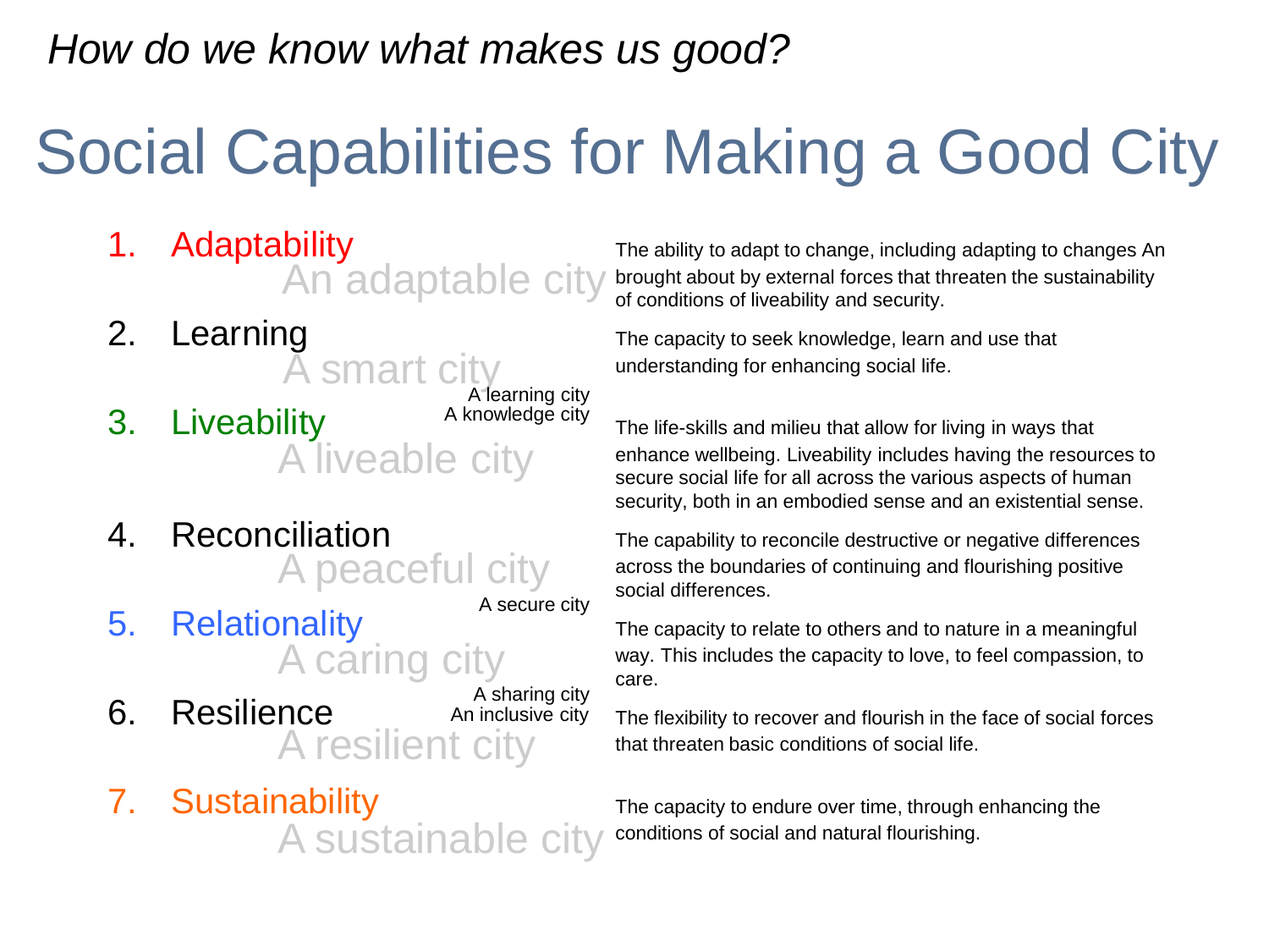*How do we know what makes us good?*

# Social Capabilities for Making a Good City

1. **Adaptability** — An adaptable city

   The ability to adapt to change, including adapting to changes An brought about by external forces that threaten the sustainability of conditions of liveability and security.

2. **Learning** — A smart city

   A learning city
   A knowledge city

   The capacity to seek knowledge, learn and use that understanding for enhancing social life.

3. **Liveability** — A liveable city

   The life-skills and milieu that allow for living in ways that enhance wellbeing. Liveability includes having the resources to secure social life for all across the various aspects of human security, both in an embodied sense and an existential sense.

4. **Reconciliation** — A peaceful city

   A secure city

   The capability to reconcile destructive or negative differences across the boundaries of continuing and flourishing positive social differences.

5. **Relationality** — A caring city

   A sharing city
   An inclusive city

   The capacity to relate to others and to nature in a meaningful way. This includes the capacity to love, to feel compassion, to care.

6. **Resilience** — A resilient city

   The flexibility to recover and flourish in the face of social forces that threaten basic conditions of social life.

7. **Sustainability** — A sustainable city

   The capacity to endure over time, through enhancing the conditions of social and natural flourishing.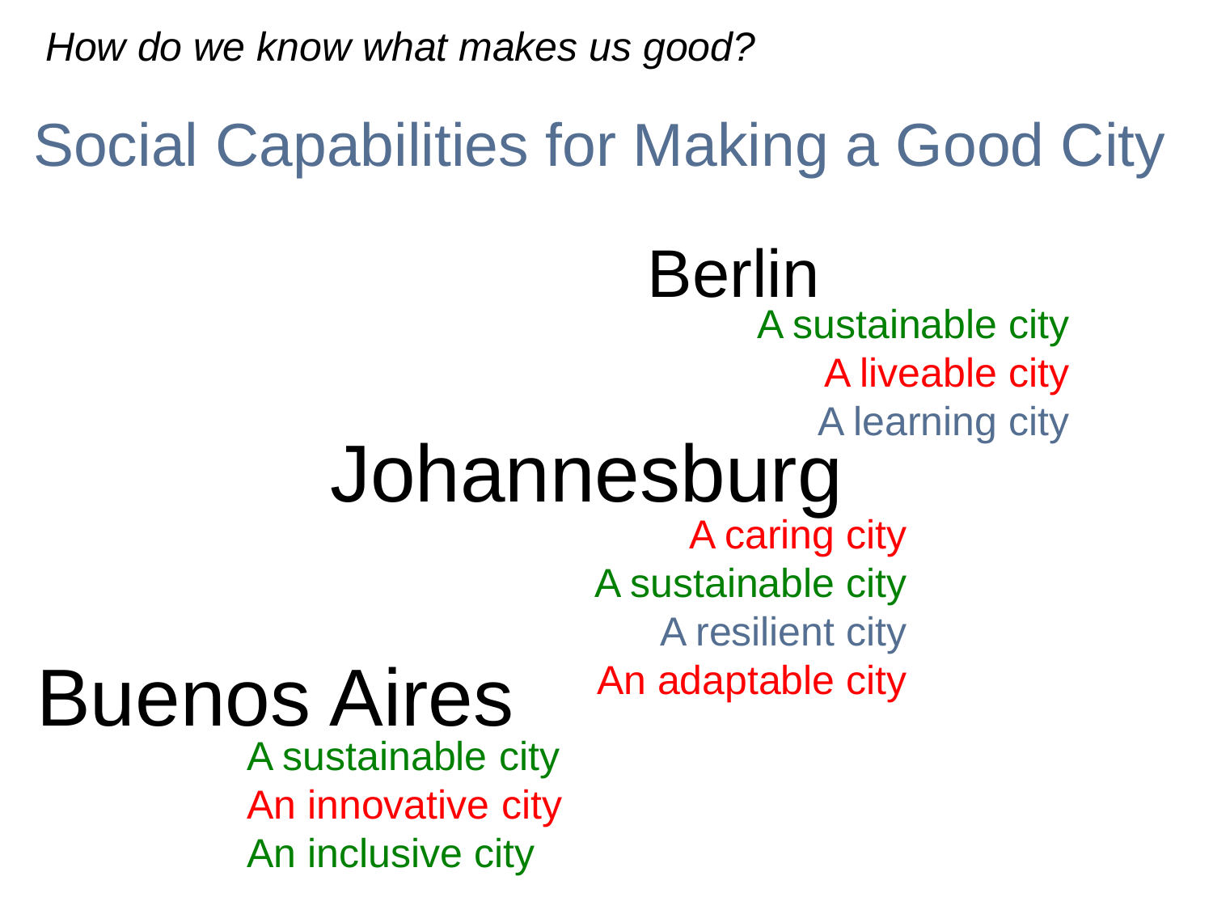*How do we know what makes us good?*

# Social Capabilities for Making a Good City

## Berlin

A sustainable city
A liveable city
A learning city

## Johannesburg

A caring city
A sustainable city
A resilient city
An adaptable city

## Buenos Aires

A sustainable city
An innovative city
An inclusive city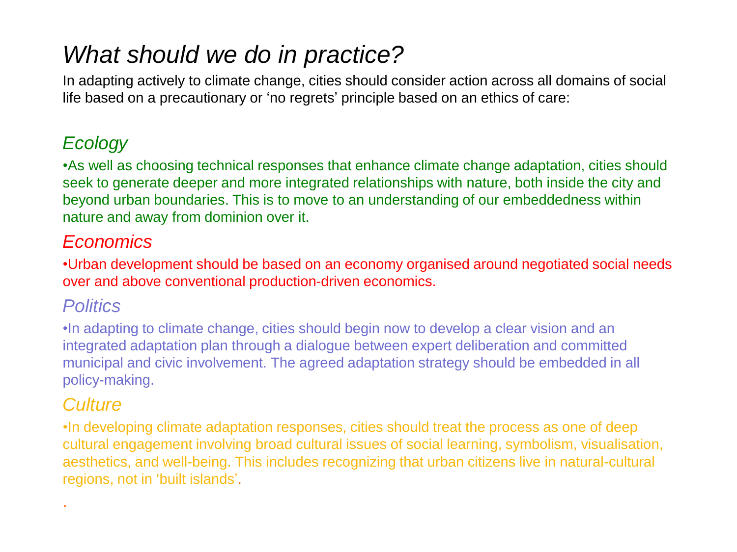# *What should we do in practice?*

In adapting actively to climate change, cities should consider action across all domains of social life based on a precautionary or 'no regrets' principle based on an ethics of care:

## *Ecology*

- As well as choosing technical responses that enhance climate change adaptation, cities should seek to generate deeper and more integrated relationships with nature, both inside the city and beyond urban boundaries. This is to move to an understanding of our embeddedness within nature and away from dominion over it.

## *Economics*

- Urban development should be based on an economy organised around negotiated social needs over and above conventional production-driven economics.

## *Politics*

- In adapting to climate change, cities should begin now to develop a clear vision and an integrated adaptation plan through a dialogue between expert deliberation and committed municipal and civic involvement. The agreed adaptation strategy should be embedded in all policy-making.

## *Culture*

- In developing climate adaptation responses, cities should treat the process as one of deep cultural engagement involving broad cultural issues of social learning, symbolism, visualisation, aesthetics, and well-being. This includes recognizing that urban citizens live in natural-cultural regions, not in 'built islands'.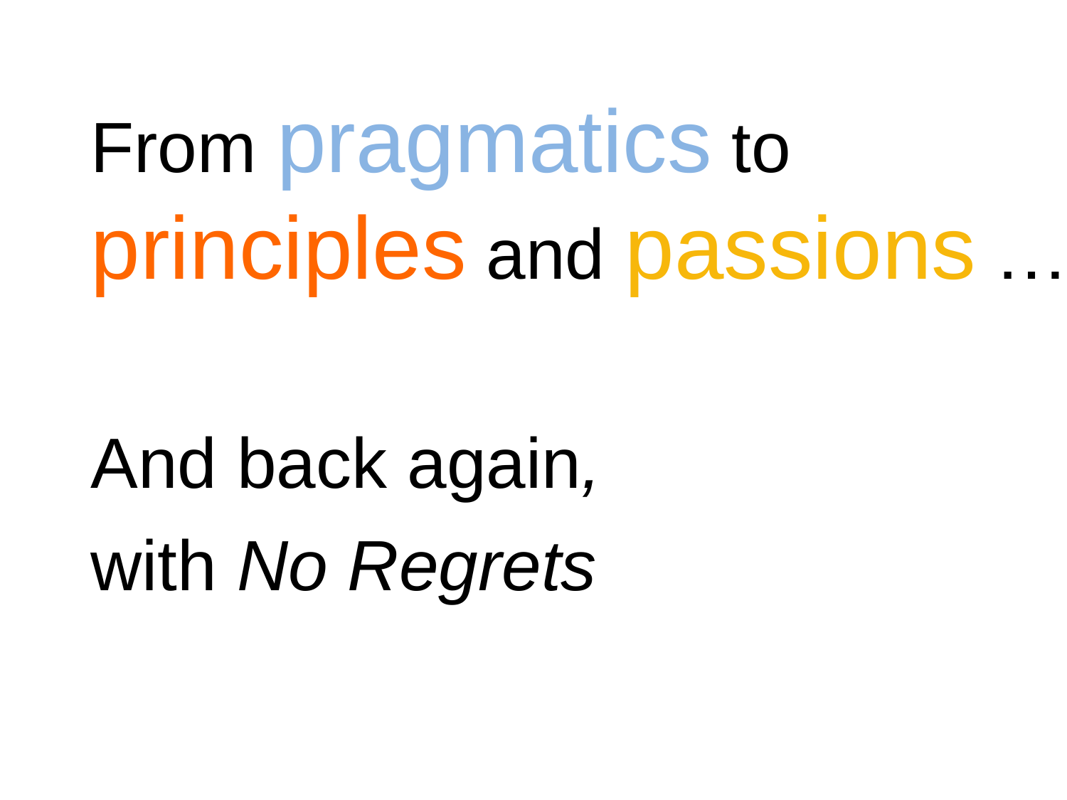From pragmatics to
principles and passions …

And back again,
with *No Regrets*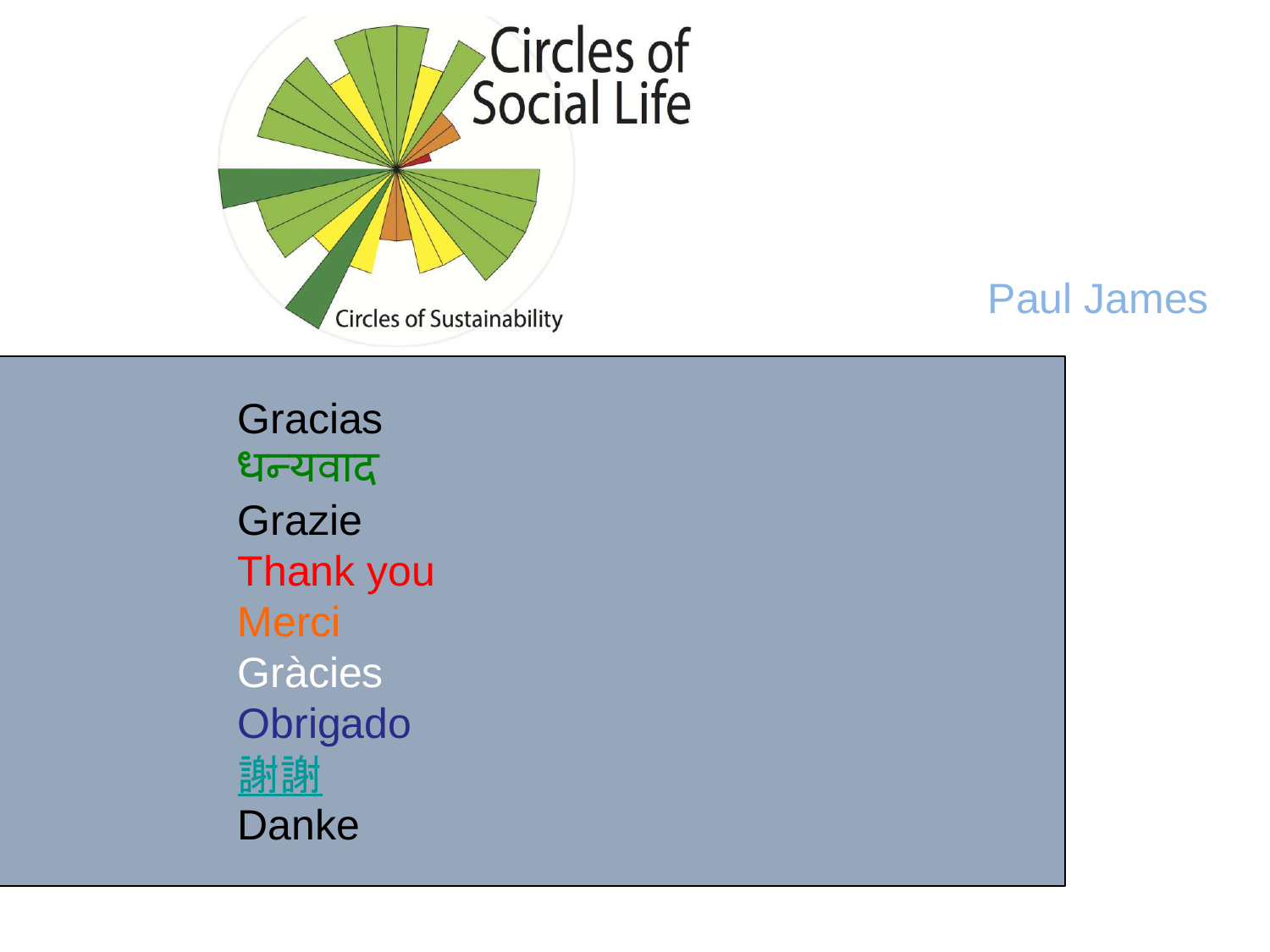Circles of Social Life

Circles of Sustainability

Paul James

Gracias
धन्यवाद
Grazie
Thank you
Merci
Gràcies
Obrigado
謝謝
Danke